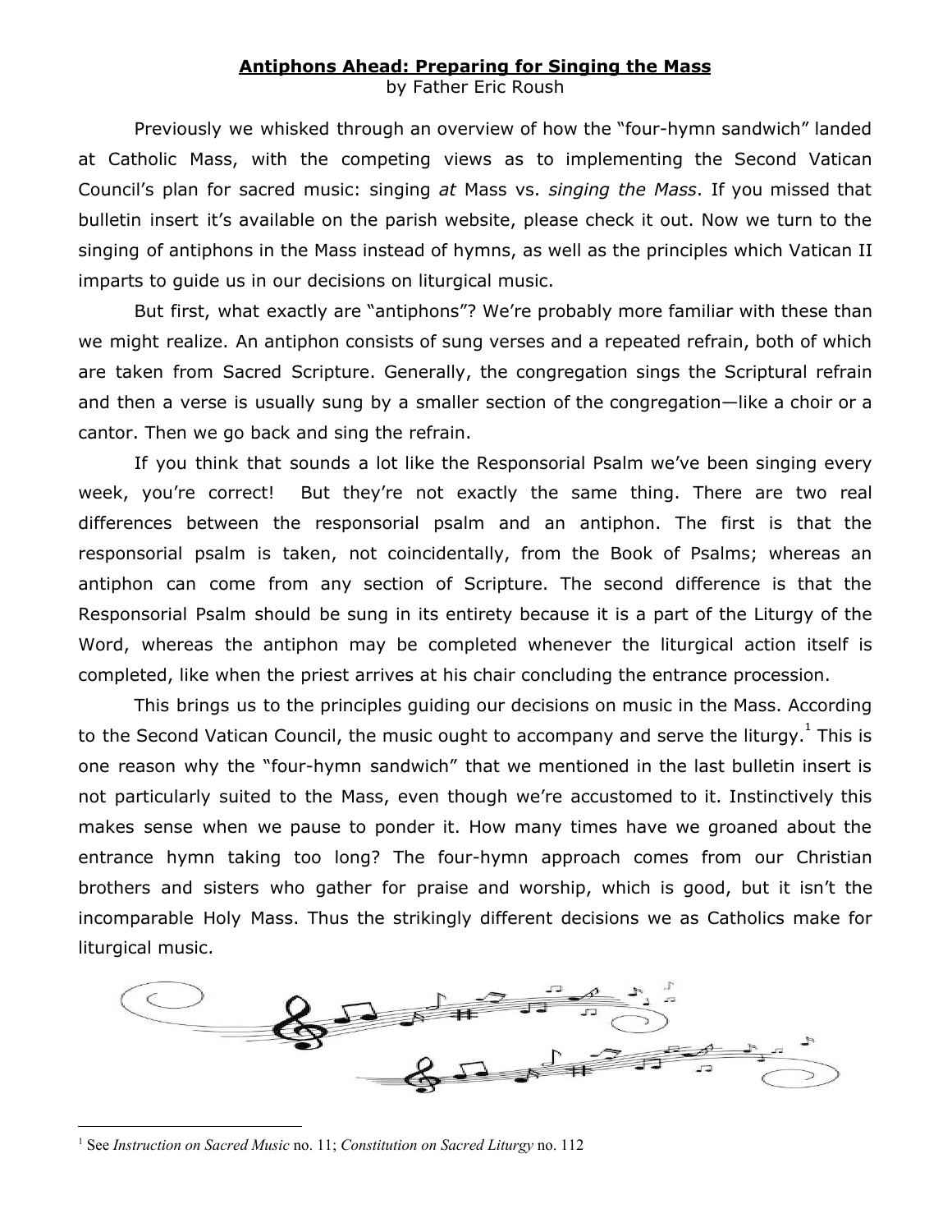**Antiphons Ahead: Preparing for Singing the Mass**

by Father Eric Roush

Previously we whisked through an overview of how the "four-hymn sandwich" landed at Catholic Mass, with the competing views as to implementing the Second Vatican Council's plan for sacred music: singing *at* Mass vs. *singing the Mass*. If you missed that bulletin insert it's available on the parish website, please check it out. Now we turn to the singing of antiphons in the Mass instead of hymns, as well as the principles which Vatican II imparts to guide us in our decisions on liturgical music.

But first, what exactly are "antiphons"? We're probably more familiar with these than we might realize. An antiphon consists of sung verses and a repeated refrain, both of which are taken from Sacred Scripture. Generally, the congregation sings the Scriptural refrain and then a verse is usually sung by a smaller section of the congregation—like a choir or a cantor. Then we go back and sing the refrain.

If you think that sounds a lot like the Responsorial Psalm we've been singing every week, you're correct! But they're not exactly the same thing. There are two real differences between the responsorial psalm and an antiphon. The first is that the responsorial psalm is taken, not coincidentally, from the Book of Psalms; whereas an antiphon can come from any section of Scripture. The second difference is that the Responsorial Psalm should be sung in its entirety because it is a part of the Liturgy of the Word, whereas the antiphon may be completed whenever the liturgical action itself is completed, like when the priest arrives at his chair concluding the entrance procession.

This brings us to the principles guiding our decisions on music in the Mass. According to the Second Vatican Council, the music ought to accompany and serve the liturgy.[1] This is one reason why the "four-hymn sandwich" that we mentioned in the last bulletin insert is not particularly suited to the Mass, even though we're accustomed to it. Instinctively this makes sense when we pause to ponder it. How many times have we groaned about the entrance hymn taking too long? The four-hymn approach comes from our Christian brothers and sisters who gather for praise and worship, which is good, but it isn't the incomparable Holy Mass. Thus the strikingly different decisions we as Catholics make for liturgical music.

[1] See *Instruction on Sacred Music* no. 11; *Constitution on Sacred Liturgy* no. 112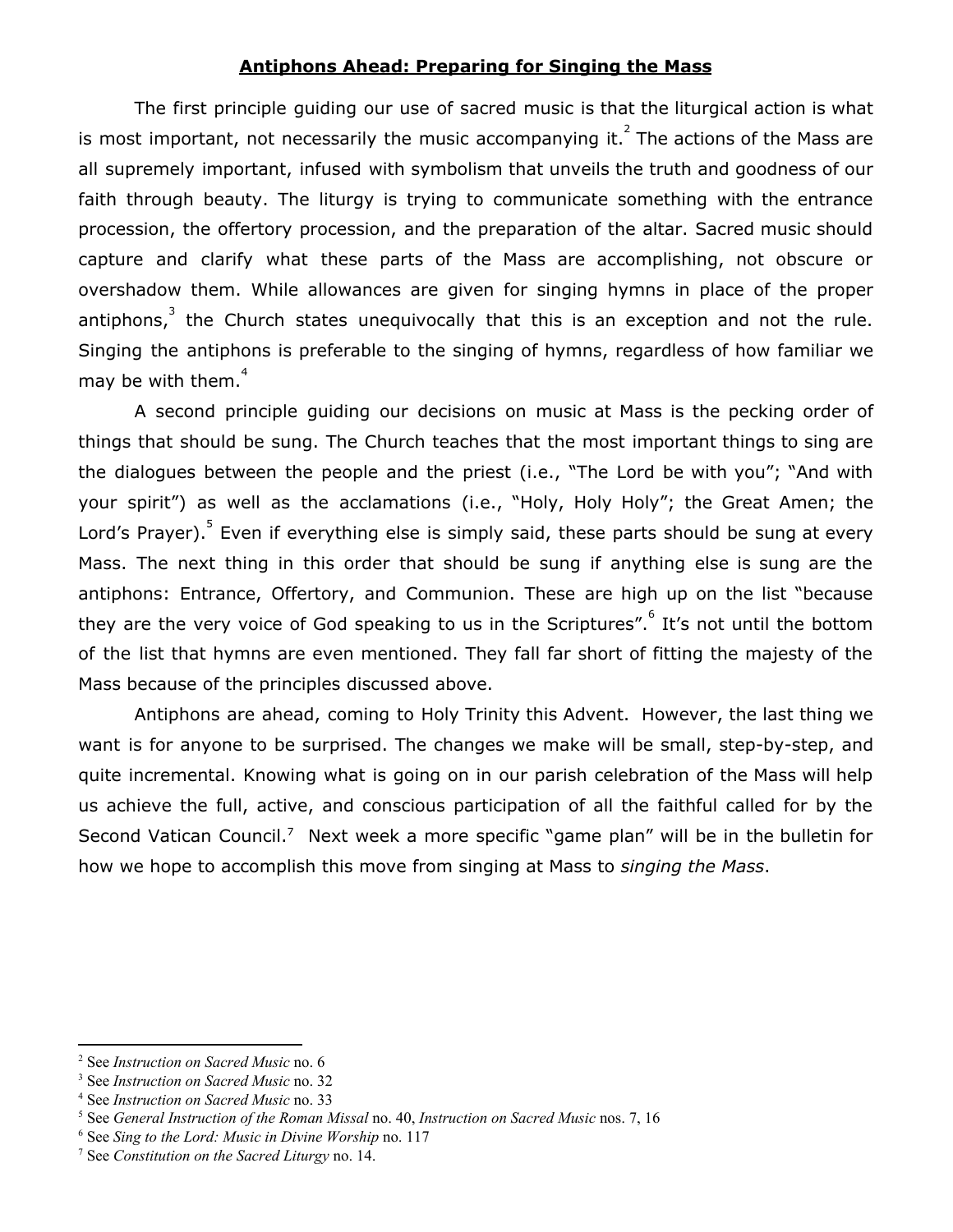**Antiphons Ahead: Preparing for Singing the Mass**

The first principle guiding our use of sacred music is that the liturgical action is what is most important, not necessarily the music accompanying it.[2] The actions of the Mass are all supremely important, infused with symbolism that unveils the truth and goodness of our faith through beauty. The liturgy is trying to communicate something with the entrance procession, the offertory procession, and the preparation of the altar. Sacred music should capture and clarify what these parts of the Mass are accomplishing, not obscure or overshadow them. While allowances are given for singing hymns in place of the proper antiphons,[3] the Church states unequivocally that this is an exception and not the rule. Singing the antiphons is preferable to the singing of hymns, regardless of how familiar we may be with them.[4]

A second principle guiding our decisions on music at Mass is the pecking order of things that should be sung. The Church teaches that the most important things to sing are the dialogues between the people and the priest (i.e., "The Lord be with you"; "And with your spirit") as well as the acclamations (i.e., "Holy, Holy Holy"; the Great Amen; the Lord's Prayer).[5] Even if everything else is simply said, these parts should be sung at every Mass. The next thing in this order that should be sung if anything else is sung are the antiphons: Entrance, Offertory, and Communion. These are high up on the list "because they are the very voice of God speaking to us in the Scriptures".[6] It's not until the bottom of the list that hymns are even mentioned. They fall far short of fitting the majesty of the Mass because of the principles discussed above.

Antiphons are ahead, coming to Holy Trinity this Advent. However, the last thing we want is for anyone to be surprised. The changes we make will be small, step-by-step, and quite incremental. Knowing what is going on in our parish celebration of the Mass will help us achieve the full, active, and conscious participation of all the faithful called for by the Second Vatican Council.[7] Next week a more specific "game plan" will be in the bulletin for how we hope to accomplish this move from singing at Mass to *singing the Mass*.

---

[2] See *Instruction on Sacred Music* no. 6

[3] See *Instruction on Sacred Music* no. 32

[4] See *Instruction on Sacred Music* no. 33

[5] See *General Instruction of the Roman Missal* no. 40, *Instruction on Sacred Music* nos. 7, 16

[6] See *Sing to the Lord: Music in Divine Worship* no. 117

[7] See *Constitution on the Sacred Liturgy* no. 14.